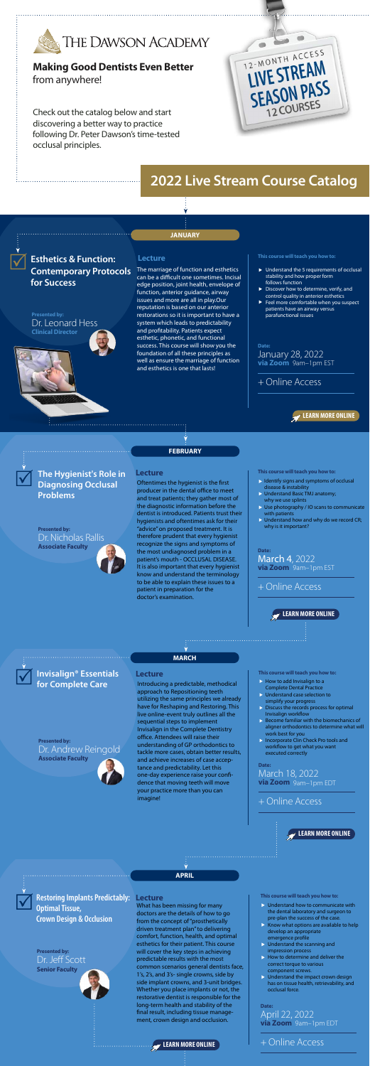# The Dawson Academy

**Making Good Dentists Even Better** from anywhere!

Check out the catalog below and start discovering a better way to practice following Dr. Peter Dawson's time-tested occlusal principles.

12-MONTH ACCESS
LIVE STREAM
SEASON PASS
12 COURSES

# 2022 Live Stream Course Catalog

## JANUARY

### Esthetics & Function: Contemporary Protocols for Success

Presented by:
Dr. Leonard Hess
**Clinical Director**

**Lecture**

The marriage of function and esthetics can be a difficult one sometimes. Incisal edge position, joint health, envelope of function, anterior guidance, airway issues and more are all in play.Our reputation is based on our anterior restorations so it is important to have a system which leads to predictability and profitability. Patients expect esthetic, phonetic, and functional success. This course will show you the foundation of all these principles as well as ensure the marriage of function and esthetics is one that lasts!

**This course will teach you how to:**

- Understand the 5 requirements of occlusal stability and how proper form follows function
- Discover how to determine, verify, and control quality in anterior esthetics
- Feel more comfortable when you suspect patients have an airway versus parafunctional issues

**Date:**
January 28, 2022
**via Zoom** 9am–1pm EST

+ Online Access

LEARN MORE ONLINE

## FEBRUARY

### The Hygienist's Role in Diagnosing Occlusal Problems

Presented by:
Dr. Nicholas Rallis
**Associate Faculty**

**Lecture**

Oftentimes the hygienist is the first producer in the dental office to meet and treat patients; they gather most of the diagnostic information before the dentist is introduced. Patients trust their hygienists and oftentimes ask for their "advice" on proposed treatment. It is therefore prudent that every hygienist recognize the signs and symptoms of the most undiagnosed problem in a patient's mouth - OCCLUSAL DISEASE. It is also important that every hygienist know and understand the terminology to be able to explain these issues to a patient in preparation for the doctor's examination.

**This course will teach you how to:**

- Identify signs and symptoms of occlusal disease & instability
- Understand Basic TMJ anatomy; why we use splints
- Use photography / IO scans to communicate with patients
- Understand how and why do we record CR; why is it important?

**Date:**
March 4, 2022
**via Zoom** 9am–1pm EST

+ Online Access

LEARN MORE ONLINE

## MARCH

### Invisalign® Essentials for Complete Care

Presented by:
Dr. Andrew Reingold
**Associate Faculty**

**Lecture**

Introducing a predictable, methodical approach to Repositioning teeth utilizing the same principles we already have for Reshaping and Restoring. This live online-event truly outlines all the sequential steps to implement Invisalign in the Complete Dentistry office. Attendees will raise their understanding of GP orthodontics to tackle more cases, obtain better results, and achieve increases of case acceptance and predictability. Let this one-day experience raise your confidence that moving teeth will move your practice more than you can imagine!

**This course will teach you how to:**

- How to add Invisalign to a Complete Dental Practice
- Understand case selection to simplify your progress
- Discuss the records process for optimal Invisalign workflow
- Become familiar with the biomechanics of aligner orthodontics to determine what will work best for you
- Incorporate Clin Check Pro tools and workflow to get what you want executed correctly

**Date:**
March 18, 2022
**via Zoom** 9am–1pm EDT

+ Online Access

LEARN MORE ONLINE

## APRIL

### Restoring Implants Predictably: Optimal Tissue, Crown Design & Occlusion

Presented by:
Dr. Jeff Scott
**Senior Faculty**

**Lecture**

What has been missing for many doctors are the details of how to go from the concept of "prosthetically driven treatment plan" to delivering comfort, function, health, and optimal esthetics for their patient. This course will cover the key steps in achieving predictable results with the most common scenarios general dentists face, 1's, 2's, and 3's- single crowns, side by side implant crowns, and 3-unit bridges. Whether you place implants or not, the restorative dentist is responsible for the long-term health and stability of the final result, including tissue management, crown design and occlusion.

**This course will teach you how to:**

- Understand how to communicate with the dental laboratory and surgeon to pre-plan the success of the case.
- Know what options are available to help develop an appropriate emergence profile
- Understand the scanning and impression process
- How to determine and deliver the correct torque to various component screws.
- Understand the impact crown design has on tissue health, retrievability, and occlusal force.

**Date:**
April 22, 2022
**via Zoom** 9am–1pm EDT

+ Online Access

LEARN MORE ONLINE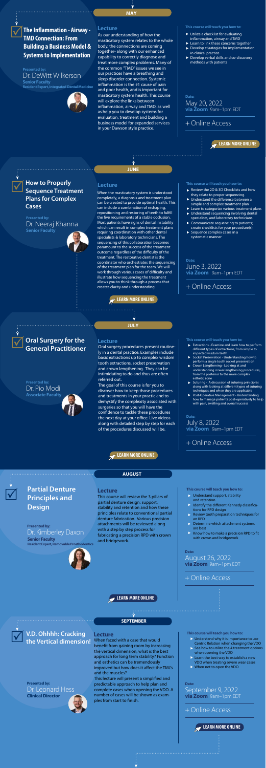## MAY

### The Inflammation - Airway - TMD Connection: From Building a Business Model & Systems to Implementation

**Presented by:**
Dr. DeWitt Wilkerson
**Senior Faculty**
**Resident Expert, Integrated Dental Medicine**

#### Lecture

As our understanding of how the masticatory system relates to the whole body, the connections are coming together- along with our enhanced capability to correctly diagnose and treat more complex problems. Many of the common "TMD" issues we see in our practices have a breathing and sleep disorder connection. Systemic inflammation is the #1 cause of pain and poor health, and is important for masticatory system health. This course will explore the links between inflammation, airway and TMD, as well as help you to develop systems for evaluation, treatment and building a business model for expanded services in your Dawson style practice.

**This course will teach you how to:**

- Utilize a checklist for evaluating inflammation, airway and TMD
- Learn to link these concerns together
- Develop strategies for implementation in clinical practice
- Develop verbal skills and co-discovery methods with patients

**Date:**
May 20, 2022
**via Zoom** 9am–1pm EDT

+ Online Access

LEARN MORE ONLINE

## JUNE

### How to Properly Sequence Treatment Plans for Complex Cases

**Presented by:**
Dr. Neeraj Khanna
**Senior Faculty**

#### Lecture

When the masticatory system is understood completely, a diagnosis and treatment plan can be created to provide optimal health. This can include a combination of reshaping, repositioning and restoring of teeth to fulfill the five requirements of a stable occlusion. Most patients have signs of dental instability which can result in complex treatment plans requiring coordination with other dental specialists & laboratory technicians. The sequencing of this collaboration becomes paramount to the success of the treatment outcome regardless of the difficulty of the treatment. The restorative dentist is the coordinator who orchestrates the sequencing of the treatment plan for the team. We will work through various cases of difficulty and illustrate how sequencing the treatment allows you to think through a process that creates clarity and understanding.

LEARN MORE ONLINE

**This course will teach you how to:**

- Review the 2D & 3D Checklists and how they relate to proper sequencing.
- Understand the difference between a simple and complex treatment plan
- Learn to categorize various treatment plans
- Understand sequencing involving dental specialists, and laboratory technicians.
- Communicate sequencing to patients; create checklists for your procedure(s);
- Sequence complex cases in a systematic manner

**Date:**
June 3, 2022
**via Zoom** 9am–1pm EDT

+ Online Access

## JULY

### Oral Surgery for the General Practitioner

**Presented by:**
Dr. Pio Modi
**Associate Faculty**

#### Lecture

Oral surgery procedures present routinely in a dental practice. Examples include basic extractions up to complex wisdom tooth extractions, socket preservation and crown lengthening. They can be intimidating to do and thus are often referred out.

The goal of this course is for you to discover how to keep those procedures and treatments in your practic and to demystify the complexity associated with surgeries so that you will have the confidence to tackle these procedures the next day at your office. Live videos along with detailed step by step for each of the procedures discussed will be.

**This course will teach you how to:**

- Extractions - Examine and learn how to perform different types of extractions, from simple to impacted wisdom teeth
- Socket Preservation - Understanding how to perform a single tooth socket preservation
- Crown Lengthening - Looking at and understanding crown lengthening procedures, from the posterior to the more complex esthetic zone
- Suturing - A discussion of suturing priniciples along with looking at different types of suturing techniques and when they are applicable
- Post-Operative Management - Understanding how to manage patients post-operatively to help with pain, swelling and overall success

**Date:**
July 8, 2022
**via Zoom** 9am–1pm EDT

+ Online Access

LEARN MORE ONLINE

## AUGUST

### Partial Denture Principles and Design

**Presented by:**
Dr. Kimberley Daxon
**Senior Faculty**
**Resident Expert, Removable Prosthodontics**

#### Lecture

This course will review the 3 pillars of partial denture design: support, stability and retention and how these principles relate to conventional partial denture fabrication. Various precision attachments will be reviewed along with a step by step process for fabricating a precision RPD with crown and bridgework.

**This course will teach you how to:**

- Understand support, stability and retention
- Identify the different Kennedy classifications for RPD design
- Review tooth preparation techniques for an RPD
- Determine which attachment systems are best
- Know how to make a precision RPD to fit with crown and bridgework

**Date:**
August 26, 2022
**via Zoom** 9am–1pm EDT

+ Online Access

LEARN MORE ONLINE

## SEPTEMBER

### V.D. Ohhhh: Cracking the Vertical dimension!

**Presented by:**
Dr. Leonard Hess
**Clinical Director**

#### Lecture

When faced with a case that would benefit from gaining room by increasing the vertical dimension, what is the best approach for long term stability? Function and esthetics can be tremendously improved but how does it affect the TMJ's and the muscles?

This lecture will present a simplified and predictable approach to help plan and complete cases when opening the VDO. A number of cases will be shown as examples from start to finish.

**This course will teach you how to:**

- Understand why it is importance to use Centric Relation when changing the VDO
- See how to utilize the 4 treatment options when opening the VDO
- Learn the best way to establish a new VDO when treating severe wear cases
- When not to open the VDO

**Date:**
September 9, 2022
**via Zoom** 9am–1pm EDT

+ Online Access

LEARN MORE ONLINE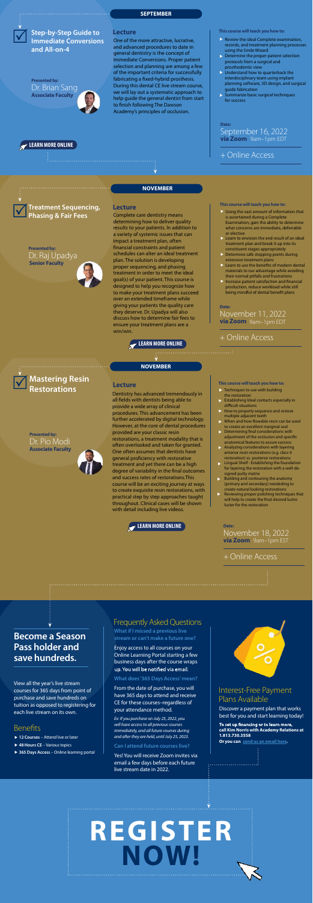## SEPTEMBER

### Step-by-Step Guide to Immediate Conversions and All-on-4

**Presented by:**
Dr. Brian Sang
**Associate Faculty**

**LEARN MORE ONLINE**

#### Lecture

One of the more attractive, lucrative, and advanced procedures to date in general dentistry is the concept of Immediate Conversions. Proper patient selection and planning are among a few of the important criteria for successfully fabricating a fixed-hybrid prosthesis. During this dental CE live stream course, we will lay out a systematic approach to help guide the general dentist from start to finish following The Dawson Academy's principles of occlusion.

**This course will teach you how to:**

- Review the ideal Complete examination, records, and treatment planning processes using the Smile Wizard
- Determine the proper patient selection protocols from a surgical and prosthodontic view
- Understand how to quarterback the interdisciplinary team using implant planning software, 3D design, and surgical guide fabrication
- Summarize basic surgical techniques for success

**Date:**
September 16, 2022
**via Zoom** 9am–1pm EDT

+ Online Access

## NOVEMBER

### Treatment Sequencing, Phasing & Fair Fees

**Presented by:**
Dr. Raj Upadya
**Senior Faculty**

#### Lecture

Complete care dentistry means determining how to deliver quality results to your patients. In addition to a variety of systemic issues that can impact a treatment plan, often financial constraints and patient schedules can alter an ideal treatment plan. The solution is developing proper sequencing, and phasing treatment in order to meet the ideal goal(s) of your patient. This course is designed to help you recognize how to make your treatment plans succeed over an extended timeframe while giving your patients the quality care they deserve. Dr. Upadya will also discuss how to determine fair fees to ensure your treatment plans are a win/win.

**LEARN MORE ONLINE**

**This course will teach you how to:**

- Using the vast amount of information that is ascertained during a Complete Examination, gain the ability to determine what concerns are immediate, deferrable or elective
- Learn to envision the end result of an ideal treatment plan and break it up into its constituent stages appropriately
- Determine safe stopping points during extensive treatment plans
- Learn to use the benefits of modern dental materials to our advantage while avoiding their normal pitfalls and frustrations
- Increase patient satisfaction and financial production, reduce workload while still being mindful of dental benefit plans

**Date:**
November 11, 2022
**via Zoom** 9am–1pm EDT

+ Online Access

## NOVEMBER

### Mastering Resin Restorations

**Presented by:**
Dr. Pio Modi
**Associate Faculty**

#### Lecture

Dentistry has advanced tremendously in all fields with dentists being able to provide a wide array of clinical procedures. This advancement has been further accelerated by digital technology. However, at the core of dental procedures provided are your classic resin restorations, a treatment modality that is often overlooked and taken for granted. One often assumes that dentists have general proficiency with restorative treatment and yet there can be a high degree of variability in the final outcomes and success rates of restorations.This course will be an exciting journey at ways to create exquisite resin restorations, with practical step by step approaches taught throughout. Clinical cases will be shown with detail including live videos.

**LEARN MORE ONLINE**

**This course will teach you how to:**

- Techniques to use with building the restoration
- Establishing ideal contacts especially in difficult situations
- How to properly sequence and restore multiple adjacent teeth
- When and how flowable resin can be used to create an excellent marginal seal
- Determining final considerations with adjustment of the occlusion and specific anatomical features to assure success
- Analyzing considerations with layering anterior resin restorations (e.g. class 4 restoration) vs. posterior restorations
- Lingual Shelf - Establishing the foundation for layering the restoration with a well-designed putty matrix
- Building and contouring the anatomy (primary and secondary) neededing to create natural looking restorations
- Reviewing proper polishing techniques that will help to create the final desired lustre luster for the restoration

**Date:**
November 18, 2022
**via Zoom** 9am–1pm EST

+ Online Access

## Become a Season Pass holder and save hundreds.

View all the year's live stream courses for 365 days from point of purchase and save hundreds on tuition as opposed to registering for each live stream on its own.

### Benefits

- **12 Courses** – Attend live or later
- **48 Hours CE** – Various topics
- **365 Days Access** – Online learning portal

## Frequently Asked Questions

**What if I missed a previous live stream or can't make a future one?**

Enjoy access to all courses on your Online Learning Portal starting a few business days after the course wraps up. You will be notified via email.

**What does '365 Days Access' mean?**

From the date of purchase, you will have 365 days to attend and receive CE for these courses–regardless of your attendance method.

*Ex: If you purchase on July 25, 2022, you will have access to all previous courses immediately, and all future courses during and after they are held, until July 25, 2023.*

**Can I attend future courses live?**

Yes! You will receive Zoom invites via email a few days before each future live stream date in 2022.

## Interest-Free Payment Plans Available

Discover a payment plan that works best for you and start learning today!

**To set up financing or to learn more, call Kim Norris with Academy Relations at 1.813.730.3558**
**Or you can send us an email here.**

# REGISTER NOW!